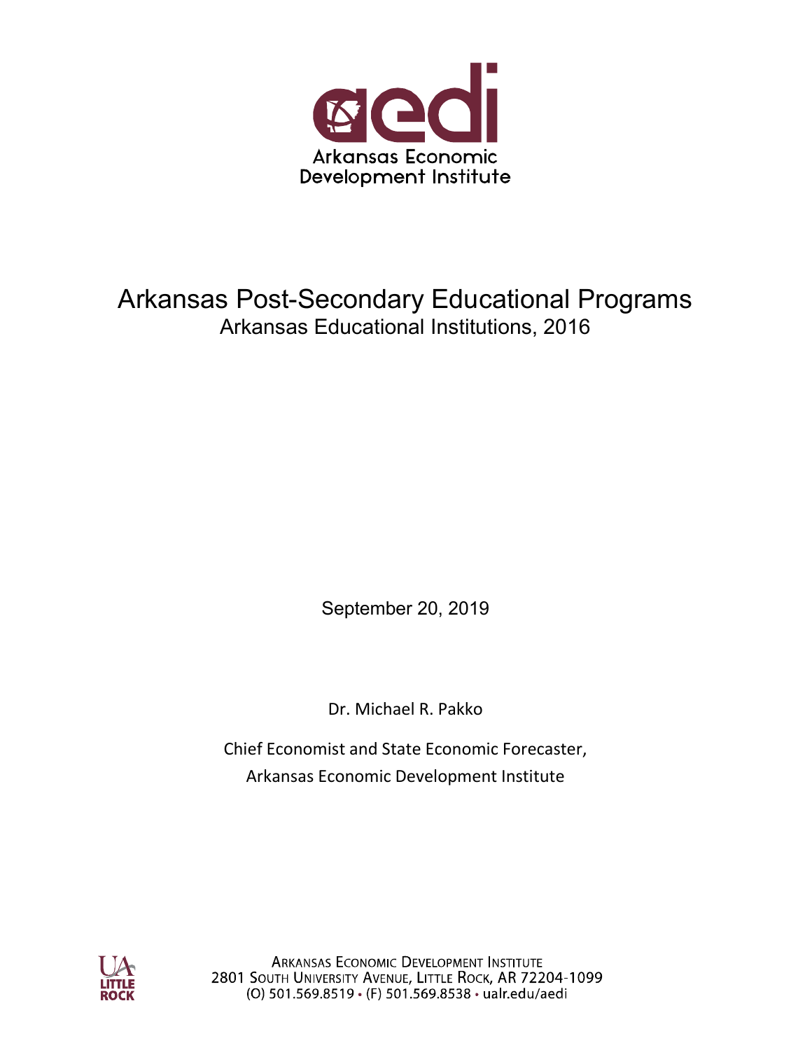Arkansas Economic Development Institute

# Arkansas Post-Secondary Educational Programs

## Arkansas Educational Institutions, 2016

September 20, 2019

Dr. Michael R. Pakko

Chief Economist and State Economic Forecaster,
Arkansas Economic Development Institute

ARKANSAS ECONOMIC DEVELOPMENT INSTITUTE
2801 SOUTH UNIVERSITY AVENUE, LITTLE ROCK, AR 72204-1099
(O) 501.569.8519 • (F) 501.569.8538 • ualr.edu/aedi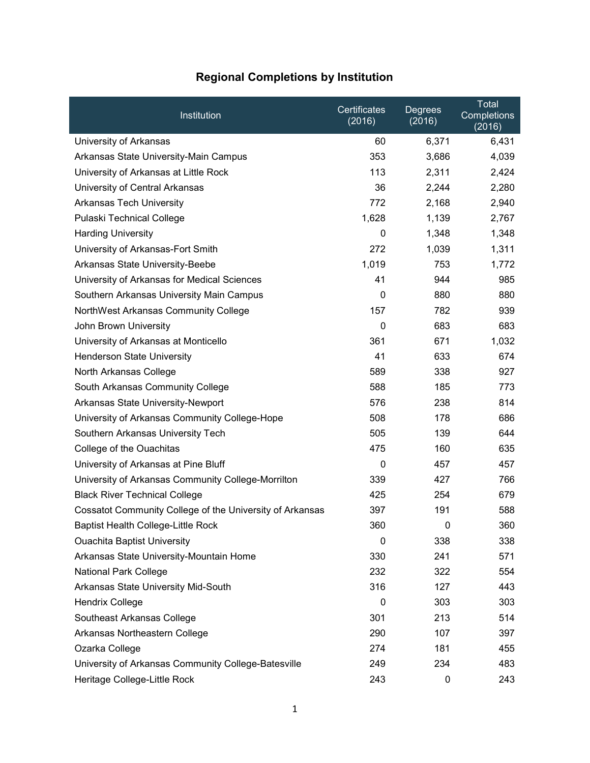## Regional Completions by Institution

| Institution | Certificates (2016) | Degrees (2016) | Total Completions (2016) |
|---|---|---|---|
| University of Arkansas | 60 | 6,371 | 6,431 |
| Arkansas State University-Main Campus | 353 | 3,686 | 4,039 |
| University of Arkansas at Little Rock | 113 | 2,311 | 2,424 |
| University of Central Arkansas | 36 | 2,244 | 2,280 |
| Arkansas Tech University | 772 | 2,168 | 2,940 |
| Pulaski Technical College | 1,628 | 1,139 | 2,767 |
| Harding University | 0 | 1,348 | 1,348 |
| University of Arkansas-Fort Smith | 272 | 1,039 | 1,311 |
| Arkansas State University-Beebe | 1,019 | 753 | 1,772 |
| University of Arkansas for Medical Sciences | 41 | 944 | 985 |
| Southern Arkansas University Main Campus | 0 | 880 | 880 |
| NorthWest Arkansas Community College | 157 | 782 | 939 |
| John Brown University | 0 | 683 | 683 |
| University of Arkansas at Monticello | 361 | 671 | 1,032 |
| Henderson State University | 41 | 633 | 674 |
| North Arkansas College | 589 | 338 | 927 |
| South Arkansas Community College | 588 | 185 | 773 |
| Arkansas State University-Newport | 576 | 238 | 814 |
| University of Arkansas Community College-Hope | 508 | 178 | 686 |
| Southern Arkansas University Tech | 505 | 139 | 644 |
| College of the Ouachitas | 475 | 160 | 635 |
| University of Arkansas at Pine Bluff | 0 | 457 | 457 |
| University of Arkansas Community College-Morrilton | 339 | 427 | 766 |
| Black River Technical College | 425 | 254 | 679 |
| Cossatot Community College of the University of Arkansas | 397 | 191 | 588 |
| Baptist Health College-Little Rock | 360 | 0 | 360 |
| Ouachita Baptist University | 0 | 338 | 338 |
| Arkansas State University-Mountain Home | 330 | 241 | 571 |
| National Park College | 232 | 322 | 554 |
| Arkansas State University Mid-South | 316 | 127 | 443 |
| Hendrix College | 0 | 303 | 303 |
| Southeast Arkansas College | 301 | 213 | 514 |
| Arkansas Northeastern College | 290 | 107 | 397 |
| Ozarka College | 274 | 181 | 455 |
| University of Arkansas Community College-Batesville | 249 | 234 | 483 |
| Heritage College-Little Rock | 243 | 0 | 243 |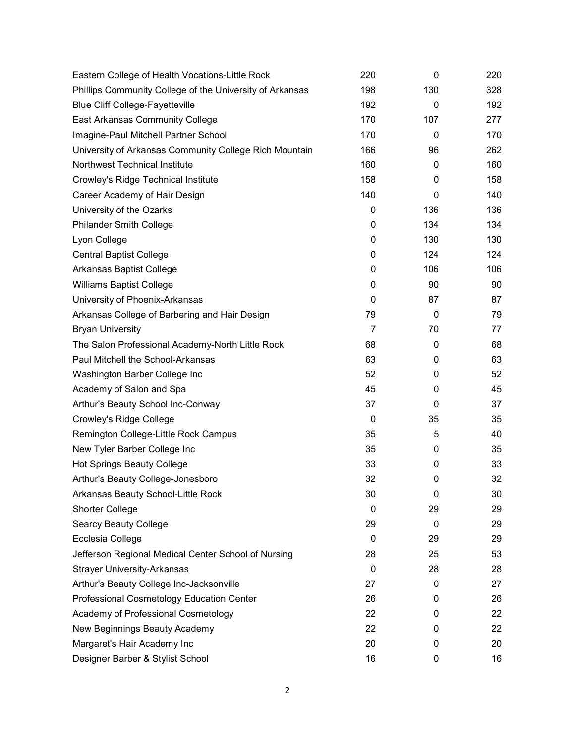| | | | |
|---|---|---|---|
| Eastern College of Health Vocations-Little Rock | 220 | 0 | 220 |
| Phillips Community College of the University of Arkansas | 198 | 130 | 328 |
| Blue Cliff College-Fayetteville | 192 | 0 | 192 |
| East Arkansas Community College | 170 | 107 | 277 |
| Imagine-Paul Mitchell Partner School | 170 | 0 | 170 |
| University of Arkansas Community College Rich Mountain | 166 | 96 | 262 |
| Northwest Technical Institute | 160 | 0 | 160 |
| Crowley's Ridge Technical Institute | 158 | 0 | 158 |
| Career Academy of Hair Design | 140 | 0 | 140 |
| University of the Ozarks | 0 | 136 | 136 |
| Philander Smith College | 0 | 134 | 134 |
| Lyon College | 0 | 130 | 130 |
| Central Baptist College | 0 | 124 | 124 |
| Arkansas Baptist College | 0 | 106 | 106 |
| Williams Baptist College | 0 | 90 | 90 |
| University of Phoenix-Arkansas | 0 | 87 | 87 |
| Arkansas College of Barbering and Hair Design | 79 | 0 | 79 |
| Bryan University | 7 | 70 | 77 |
| The Salon Professional Academy-North Little Rock | 68 | 0 | 68 |
| Paul Mitchell the School-Arkansas | 63 | 0 | 63 |
| Washington Barber College Inc | 52 | 0 | 52 |
| Academy of Salon and Spa | 45 | 0 | 45 |
| Arthur's Beauty School Inc-Conway | 37 | 0 | 37 |
| Crowley's Ridge College | 0 | 35 | 35 |
| Remington College-Little Rock Campus | 35 | 5 | 40 |
| New Tyler Barber College Inc | 35 | 0 | 35 |
| Hot Springs Beauty College | 33 | 0 | 33 |
| Arthur's Beauty College-Jonesboro | 32 | 0 | 32 |
| Arkansas Beauty School-Little Rock | 30 | 0 | 30 |
| Shorter College | 0 | 29 | 29 |
| Searcy Beauty College | 29 | 0 | 29 |
| Ecclesia College | 0 | 29 | 29 |
| Jefferson Regional Medical Center School of Nursing | 28 | 25 | 53 |
| Strayer University-Arkansas | 0 | 28 | 28 |
| Arthur's Beauty College Inc-Jacksonville | 27 | 0 | 27 |
| Professional Cosmetology Education Center | 26 | 0 | 26 |
| Academy of Professional Cosmetology | 22 | 0 | 22 |
| New Beginnings Beauty Academy | 22 | 0 | 22 |
| Margaret's Hair Academy Inc | 20 | 0 | 20 |
| Designer Barber & Stylist School | 16 | 0 | 16 |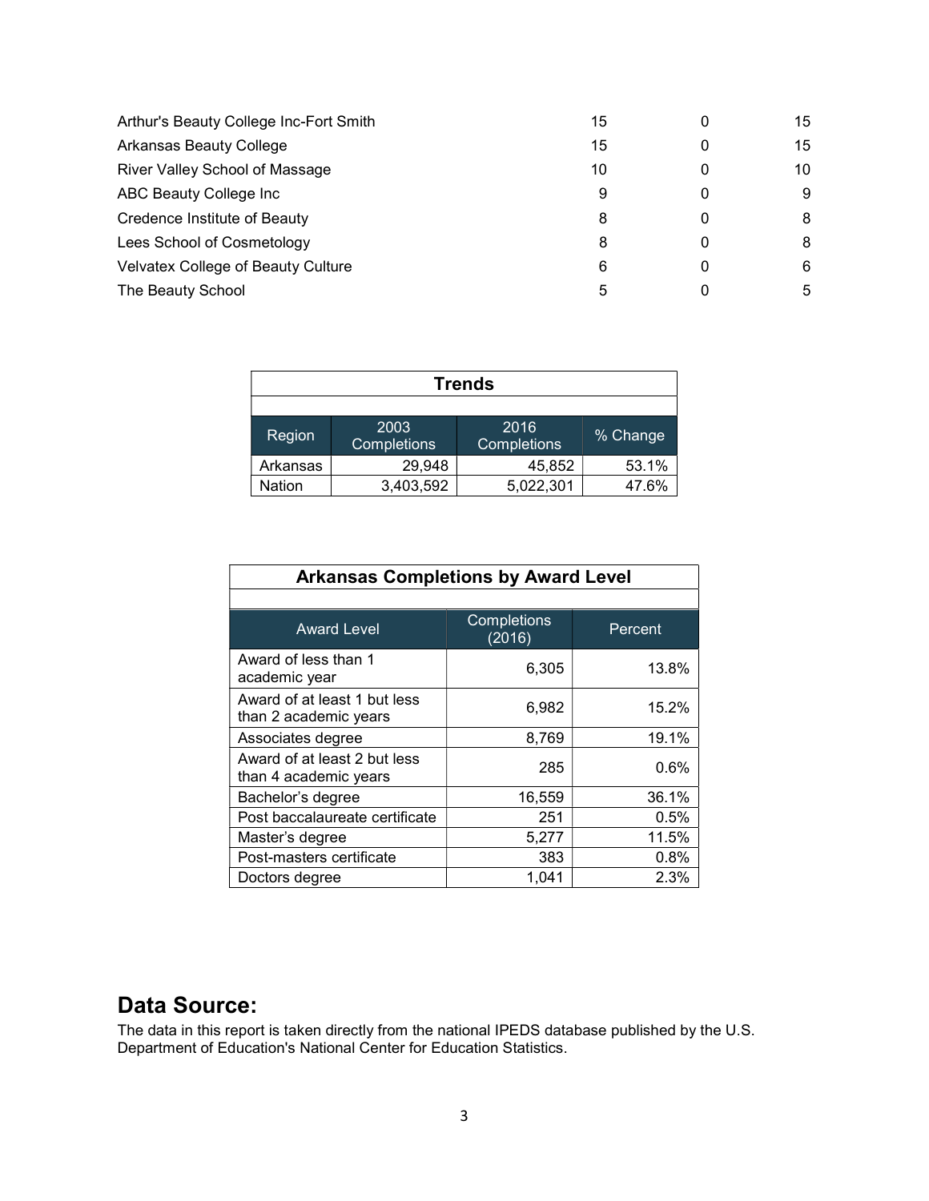| | | | |
|---|---|---|---|
| Arthur's Beauty College Inc-Fort Smith | 15 | 0 | 15 |
| Arkansas Beauty College | 15 | 0 | 15 |
| River Valley School of Massage | 10 | 0 | 10 |
| ABC Beauty College Inc | 9 | 0 | 9 |
| Credence Institute of Beauty | 8 | 0 | 8 |
| Lees School of Cosmetology | 8 | 0 | 8 |
| Velvatex College of Beauty Culture | 6 | 0 | 6 |
| The Beauty School | 5 | 0 | 5 |

**Trends**

| Region | 2003 Completions | 2016 Completions | % Change |
|---|---|---|---|
| Arkansas | 29,948 | 45,852 | 53.1% |
| Nation | 3,403,592 | 5,022,301 | 47.6% |

**Arkansas Completions by Award Level**

| Award Level | Completions (2016) | Percent |
|---|---|---|
| Award of less than 1 academic year | 6,305 | 13.8% |
| Award of at least 1 but less than 2 academic years | 6,982 | 15.2% |
| Associates degree | 8,769 | 19.1% |
| Award of at least 2 but less than 4 academic years | 285 | 0.6% |
| Bachelor's degree | 16,559 | 36.1% |
| Post baccalaureate certificate | 251 | 0.5% |
| Master's degree | 5,277 | 11.5% |
| Post-masters certificate | 383 | 0.8% |
| Doctors degree | 1,041 | 2.3% |

## Data Source:

The data in this report is taken directly from the national IPEDS database published by the U.S. Department of Education's National Center for Education Statistics.